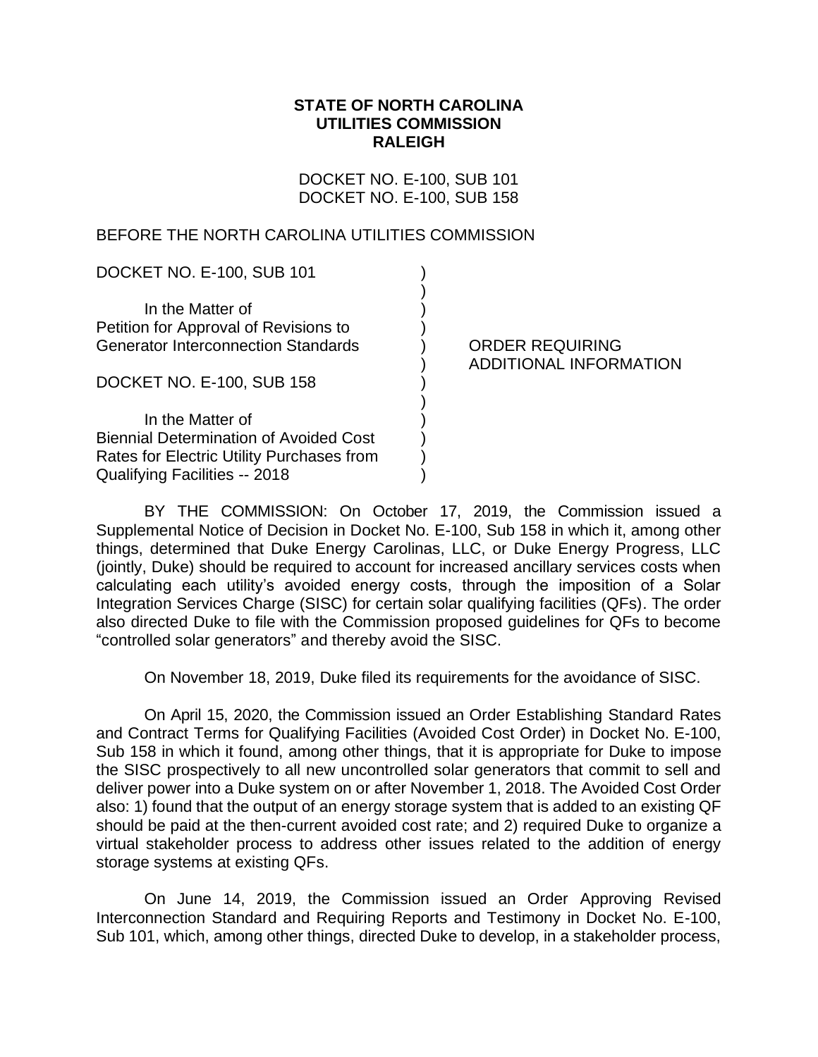**STATE OF NORTH CAROLINA**
**UTILITIES COMMISSION**
**RALEIGH**

DOCKET NO. E-100, SUB 101
DOCKET NO. E-100, SUB 158

BEFORE THE NORTH CAROLINA UTILITIES COMMISSION

| | |
|---|---|
| DOCKET NO. E-100, SUB 101<br><br>In the Matter of<br>Petition for Approval of Revisions to<br>Generator Interconnection Standards<br><br>DOCKET NO. E-100, SUB 158<br><br>In the Matter of<br>Biennial Determination of Avoided Cost<br>Rates for Electric Utility Purchases from<br>Qualifying Facilities -- 2018 | ORDER REQUIRING<br>ADDITIONAL INFORMATION |

BY THE COMMISSION: On October 17, 2019, the Commission issued a Supplemental Notice of Decision in Docket No. E-100, Sub 158 in which it, among other things, determined that Duke Energy Carolinas, LLC, or Duke Energy Progress, LLC (jointly, Duke) should be required to account for increased ancillary services costs when calculating each utility's avoided energy costs, through the imposition of a Solar Integration Services Charge (SISC) for certain solar qualifying facilities (QFs). The order also directed Duke to file with the Commission proposed guidelines for QFs to become "controlled solar generators" and thereby avoid the SISC.

On November 18, 2019, Duke filed its requirements for the avoidance of SISC.

On April 15, 2020, the Commission issued an Order Establishing Standard Rates and Contract Terms for Qualifying Facilities (Avoided Cost Order) in Docket No. E-100, Sub 158 in which it found, among other things, that it is appropriate for Duke to impose the SISC prospectively to all new uncontrolled solar generators that commit to sell and deliver power into a Duke system on or after November 1, 2018. The Avoided Cost Order also: 1) found that the output of an energy storage system that is added to an existing QF should be paid at the then-current avoided cost rate; and 2) required Duke to organize a virtual stakeholder process to address other issues related to the addition of energy storage systems at existing QFs.

On June 14, 2019, the Commission issued an Order Approving Revised Interconnection Standard and Requiring Reports and Testimony in Docket No. E-100, Sub 101, which, among other things, directed Duke to develop, in a stakeholder process,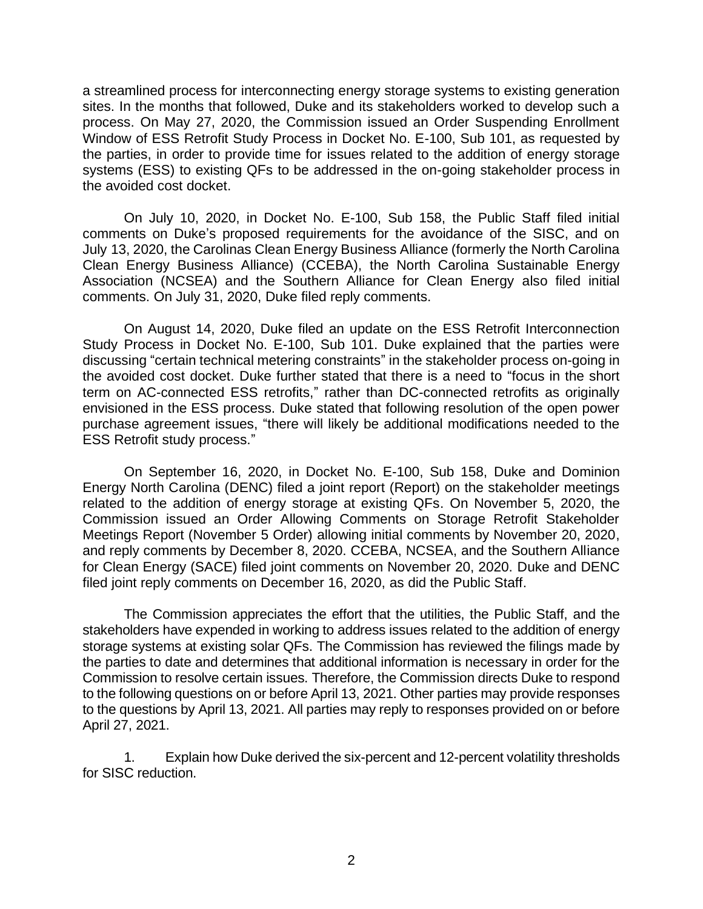a streamlined process for interconnecting energy storage systems to existing generation sites. In the months that followed, Duke and its stakeholders worked to develop such a process. On May 27, 2020, the Commission issued an Order Suspending Enrollment Window of ESS Retrofit Study Process in Docket No. E-100, Sub 101, as requested by the parties, in order to provide time for issues related to the addition of energy storage systems (ESS) to existing QFs to be addressed in the on-going stakeholder process in the avoided cost docket.

On July 10, 2020, in Docket No. E-100, Sub 158, the Public Staff filed initial comments on Duke's proposed requirements for the avoidance of the SISC, and on July 13, 2020, the Carolinas Clean Energy Business Alliance (formerly the North Carolina Clean Energy Business Alliance) (CCEBA), the North Carolina Sustainable Energy Association (NCSEA) and the Southern Alliance for Clean Energy also filed initial comments. On July 31, 2020, Duke filed reply comments.

On August 14, 2020, Duke filed an update on the ESS Retrofit Interconnection Study Process in Docket No. E-100, Sub 101. Duke explained that the parties were discussing "certain technical metering constraints" in the stakeholder process on-going in the avoided cost docket. Duke further stated that there is a need to "focus in the short term on AC-connected ESS retrofits," rather than DC-connected retrofits as originally envisioned in the ESS process. Duke stated that following resolution of the open power purchase agreement issues, "there will likely be additional modifications needed to the ESS Retrofit study process."

On September 16, 2020, in Docket No. E-100, Sub 158, Duke and Dominion Energy North Carolina (DENC) filed a joint report (Report) on the stakeholder meetings related to the addition of energy storage at existing QFs. On November 5, 2020, the Commission issued an Order Allowing Comments on Storage Retrofit Stakeholder Meetings Report (November 5 Order) allowing initial comments by November 20, 2020, and reply comments by December 8, 2020. CCEBA, NCSEA, and the Southern Alliance for Clean Energy (SACE) filed joint comments on November 20, 2020. Duke and DENC filed joint reply comments on December 16, 2020, as did the Public Staff.

The Commission appreciates the effort that the utilities, the Public Staff, and the stakeholders have expended in working to address issues related to the addition of energy storage systems at existing solar QFs. The Commission has reviewed the filings made by the parties to date and determines that additional information is necessary in order for the Commission to resolve certain issues. Therefore, the Commission directs Duke to respond to the following questions on or before April 13, 2021. Other parties may provide responses to the questions by April 13, 2021. All parties may reply to responses provided on or before April 27, 2021.

1. Explain how Duke derived the six-percent and 12-percent volatility thresholds for SISC reduction.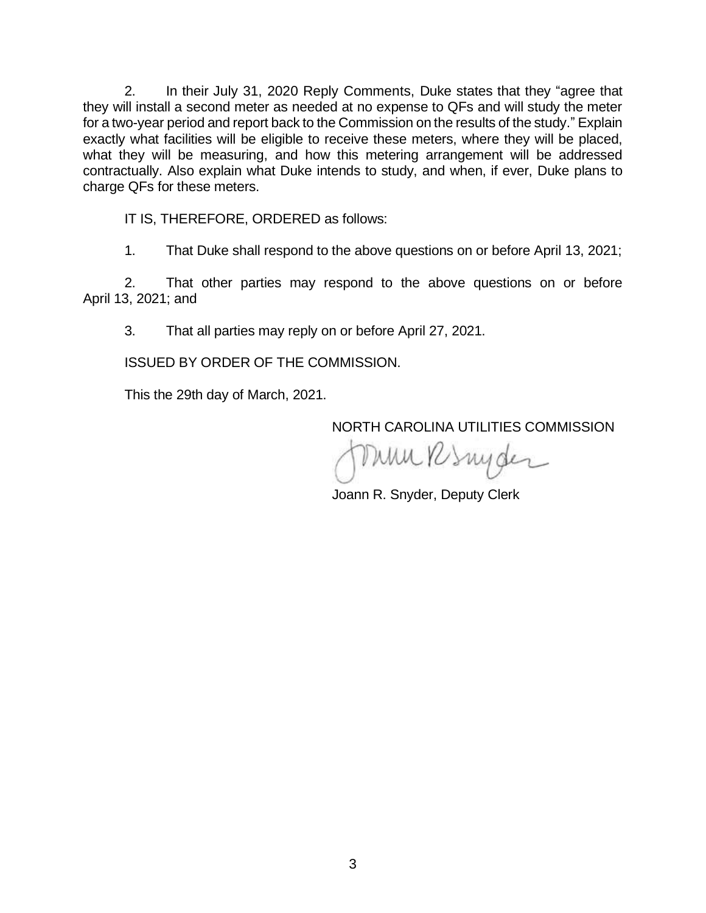2. In their July 31, 2020 Reply Comments, Duke states that they "agree that they will install a second meter as needed at no expense to QFs and will study the meter for a two-year period and report back to the Commission on the results of the study." Explain exactly what facilities will be eligible to receive these meters, where they will be placed, what they will be measuring, and how this metering arrangement will be addressed contractually. Also explain what Duke intends to study, and when, if ever, Duke plans to charge QFs for these meters.

IT IS, THEREFORE, ORDERED as follows:

1. That Duke shall respond to the above questions on or before April 13, 2021;

2. That other parties may respond to the above questions on or before April 13, 2021; and

3. That all parties may reply on or before April 27, 2021.

ISSUED BY ORDER OF THE COMMISSION.

This the 29th day of March, 2021.

NORTH CAROLINA UTILITIES COMMISSION

Joann R. Snyder, Deputy Clerk